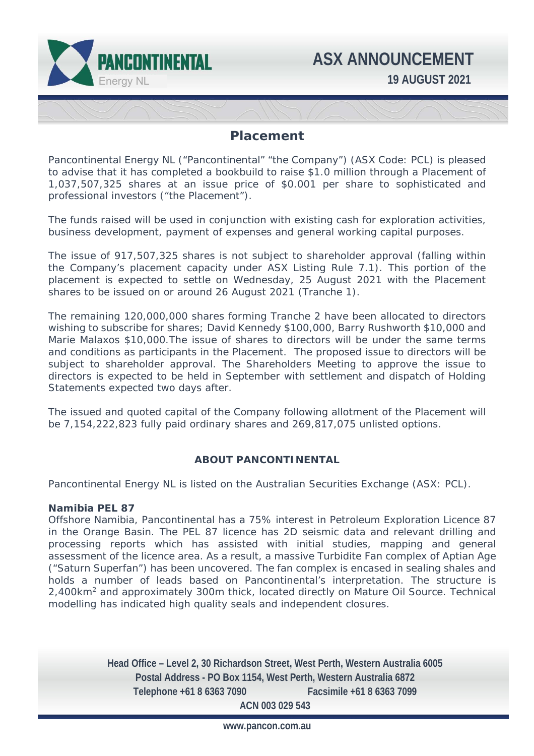# ASX ANNOUNCEMENT

**19 AUGUST 2021**

## Placement

Pancontinental Energy NL ("Pancontinental" "the Company") (ASX Code: PCL) is pleased to advise that it has completed a bookbuild to raise $1.0 million through a Placement of 1,037,507,325 shares at an issue price of $0.001 per share to sophisticated and professional investors ("the Placement").

The funds raised will be used in conjunction with existing cash for exploration activities, business development, payment of expenses and general working capital purposes.

The issue of 917,507,325 shares is not subject to shareholder approval (falling within the Company's placement capacity under ASX Listing Rule 7.1). This portion of the placement is expected to settle on Wednesday, 25 August 2021 with the Placement shares to be issued on or around 26 August 2021 (Tranche 1).

The remaining 120,000,000 shares forming Tranche 2 have been allocated to directors wishing to subscribe for shares; David Kennedy $100,000, Barry Rushworth $10,000 and Marie Malaxos $10,000.The issue of shares to directors will be under the same terms and conditions as participants in the Placement. The proposed issue to directors will be subject to shareholder approval. The Shareholders Meeting to approve the issue to directors is expected to be held in September with settlement and dispatch of Holding Statements expected two days after.

The issued and quoted capital of the Company following allotment of the Placement will be 7,154,222,823 fully paid ordinary shares and 269,817,075 unlisted options.

### ABOUT PANCONTINENTAL

Pancontinental Energy NL is listed on the Australian Securities Exchange (ASX: PCL).

**Namibia PEL 87**

Offshore Namibia, Pancontinental has a 75% interest in Petroleum Exploration Licence 87 in the Orange Basin. The PEL 87 licence has 2D seismic data and relevant drilling and processing reports which has assisted with initial studies, mapping and general assessment of the licence area. As a result, a massive Turbidite Fan complex of Aptian Age ("Saturn Superfan") has been uncovered. The fan complex is encased in sealing shales and holds a number of leads based on Pancontinental's interpretation. The structure is 2,400km$^2$ and approximately 300m thick, located directly on Mature Oil Source. Technical modelling has indicated high quality seals and independent closures.

**Head Office – Level 2, 30 Richardson Street, West Perth, Western Australia 6005**
**Postal Address - PO Box 1154, West Perth, Western Australia 6872**
**Telephone +61 8 6363 7090 Facsimile +61 8 6363 7099**
**ACN 003 029 543**

**www.pancon.com.au**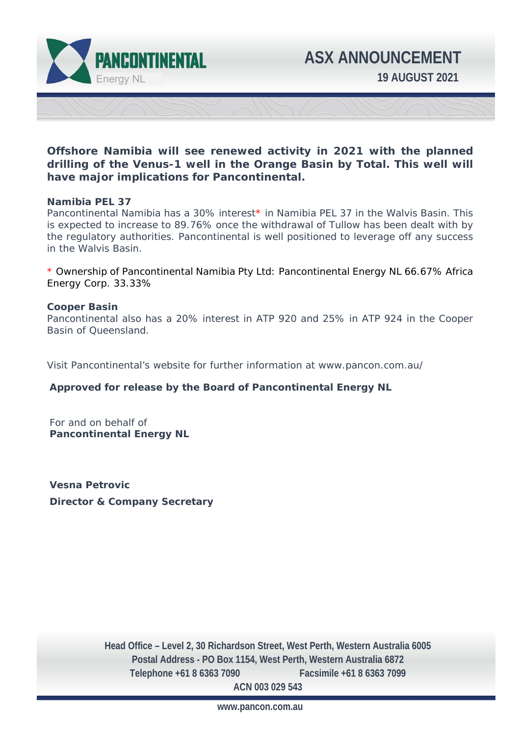**Offshore Namibia will see renewed activity in 2021 with the planned drilling of the Venus-1 well in the Orange Basin by Total. This well will have major implications for Pancontinental.**

**Namibia PEL 37**

Pancontinental Namibia has a 30% interest* in Namibia PEL 37 in the Walvis Basin. This is expected to increase to 89.76% once the withdrawal of Tullow has been dealt with by the regulatory authorities. Pancontinental is well positioned to leverage off any success in the Walvis Basin.

* Ownership of Pancontinental Namibia Pty Ltd: Pancontinental Energy NL 66.67% Africa Energy Corp. 33.33%

**Cooper Basin**

Pancontinental also has a 20% interest in ATP 920 and 25% in ATP 924 in the Cooper Basin of Queensland.

Visit Pancontinental's website for further information at www.pancon.com.au/

**Approved for release by the Board of Pancontinental Energy NL**

For and on behalf of
**Pancontinental Energy NL**

**Vesna Petrovic**
**Director & Company Secretary**